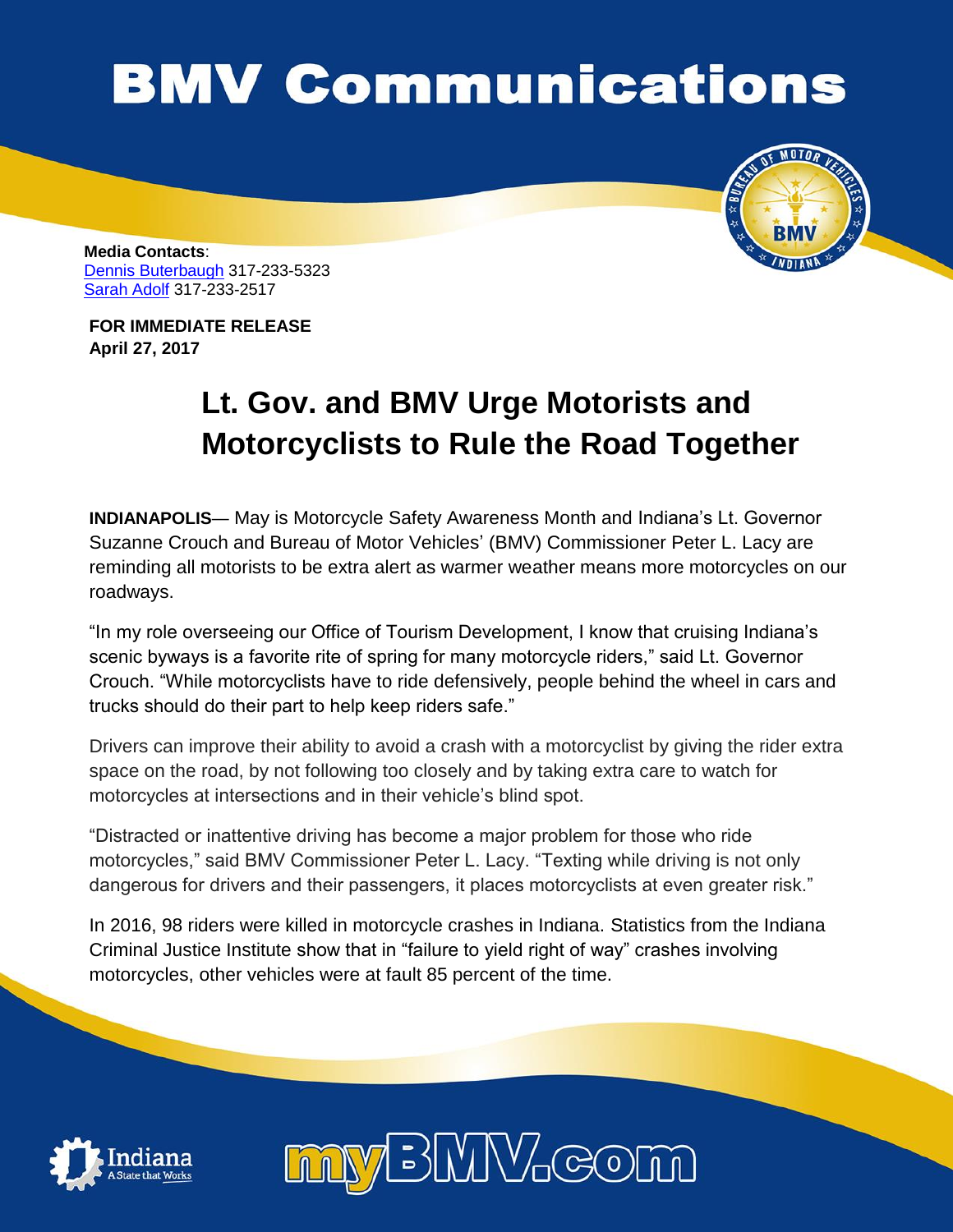# BMV Communications

**Media Contacts**:
Dennis Buterbaugh 317-233-5323
Sarah Adolf 317-233-2517

**FOR IMMEDIATE RELEASE**
**April 27, 2017**

## Lt. Gov. and BMV Urge Motorists and Motorcyclists to Rule the Road Together

**INDIANAPOLIS**— May is Motorcycle Safety Awareness Month and Indiana's Lt. Governor Suzanne Crouch and Bureau of Motor Vehicles' (BMV) Commissioner Peter L. Lacy are reminding all motorists to be extra alert as warmer weather means more motorcycles on our roadways.

"In my role overseeing our Office of Tourism Development, I know that cruising Indiana's scenic byways is a favorite rite of spring for many motorcycle riders," said Lt. Governor Crouch. "While motorcyclists have to ride defensively, people behind the wheel in cars and trucks should do their part to help keep riders safe."

Drivers can improve their ability to avoid a crash with a motorcyclist by giving the rider extra space on the road, by not following too closely and by taking extra care to watch for motorcycles at intersections and in their vehicle's blind spot.

"Distracted or inattentive driving has become a major problem for those who ride motorcycles," said BMV Commissioner Peter L. Lacy. "Texting while driving is not only dangerous for drivers and their passengers, it places motorcyclists at even greater risk."

In 2016, 98 riders were killed in motorcycle crashes in Indiana. Statistics from the Indiana Criminal Justice Institute show that in "failure to yield right of way" crashes involving motorcycles, other vehicles were at fault 85 percent of the time.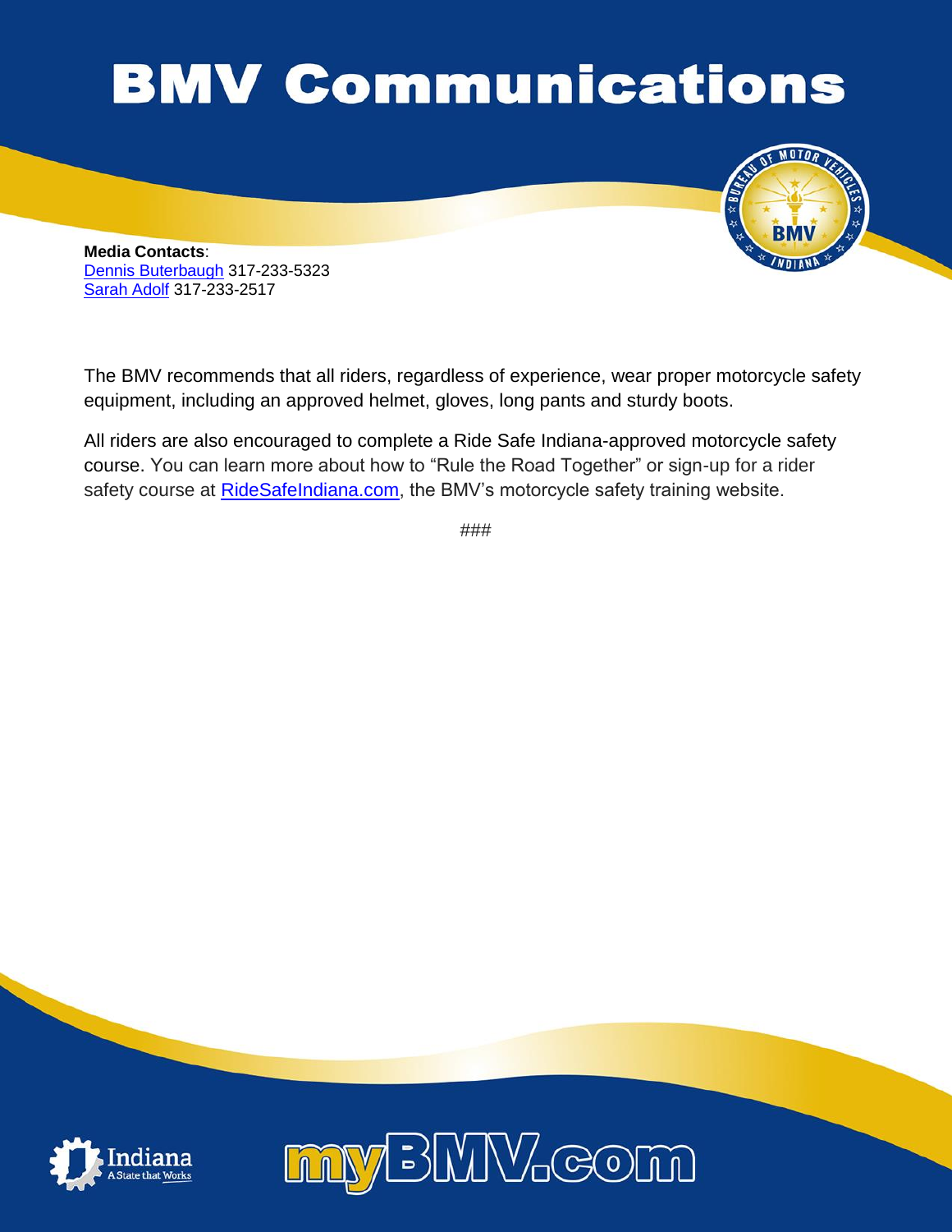# BMV Communications

**Media Contacts**:
[Dennis Buterbaugh](#) 317-233-5323
[Sarah Adolf](#) 317-233-2517

The BMV recommends that all riders, regardless of experience, wear proper motorcycle safety equipment, including an approved helmet, gloves, long pants and sturdy boots.

All riders are also encouraged to complete a Ride Safe Indiana-approved motorcycle safety course. You can learn more about how to "Rule the Road Together" or sign-up for a rider safety course at [RideSafeIndiana.com](#), the BMV's motorcycle safety training website.

###

Indiana
A State that Works

myBMV.com